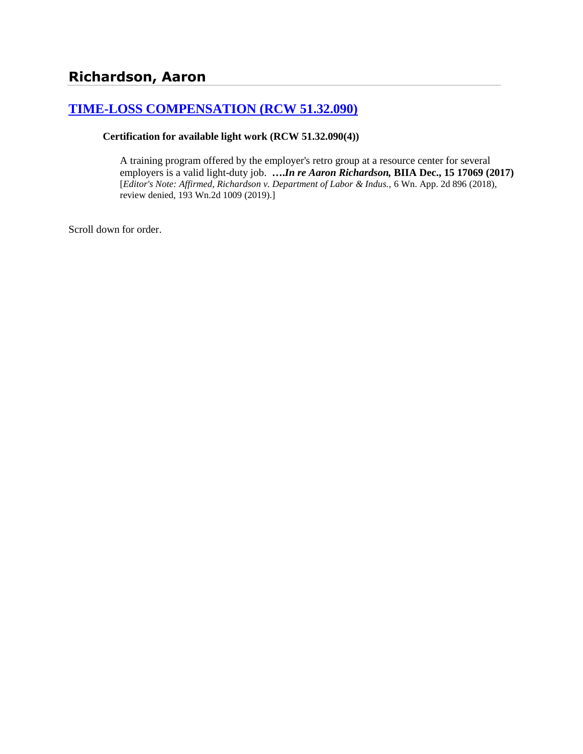## Richardson, Aaron

### [TIME-LOSS COMPENSATION (RCW 51.32.090)]

**Certification for available light work (RCW 51.32.090(4))**

A training program offered by the employer's retro group at a resource center for several employers is a valid light-duty job. **….*In re Aaron Richardson,* BIIA Dec., 15 17069 (2017)** [*Editor's Note: Affirmed, Richardson v. Department of Labor & Indus.,* 6 Wn. App. 2d 896 (2018), review denied, 193 Wn.2d 1009 (2019).]

Scroll down for order.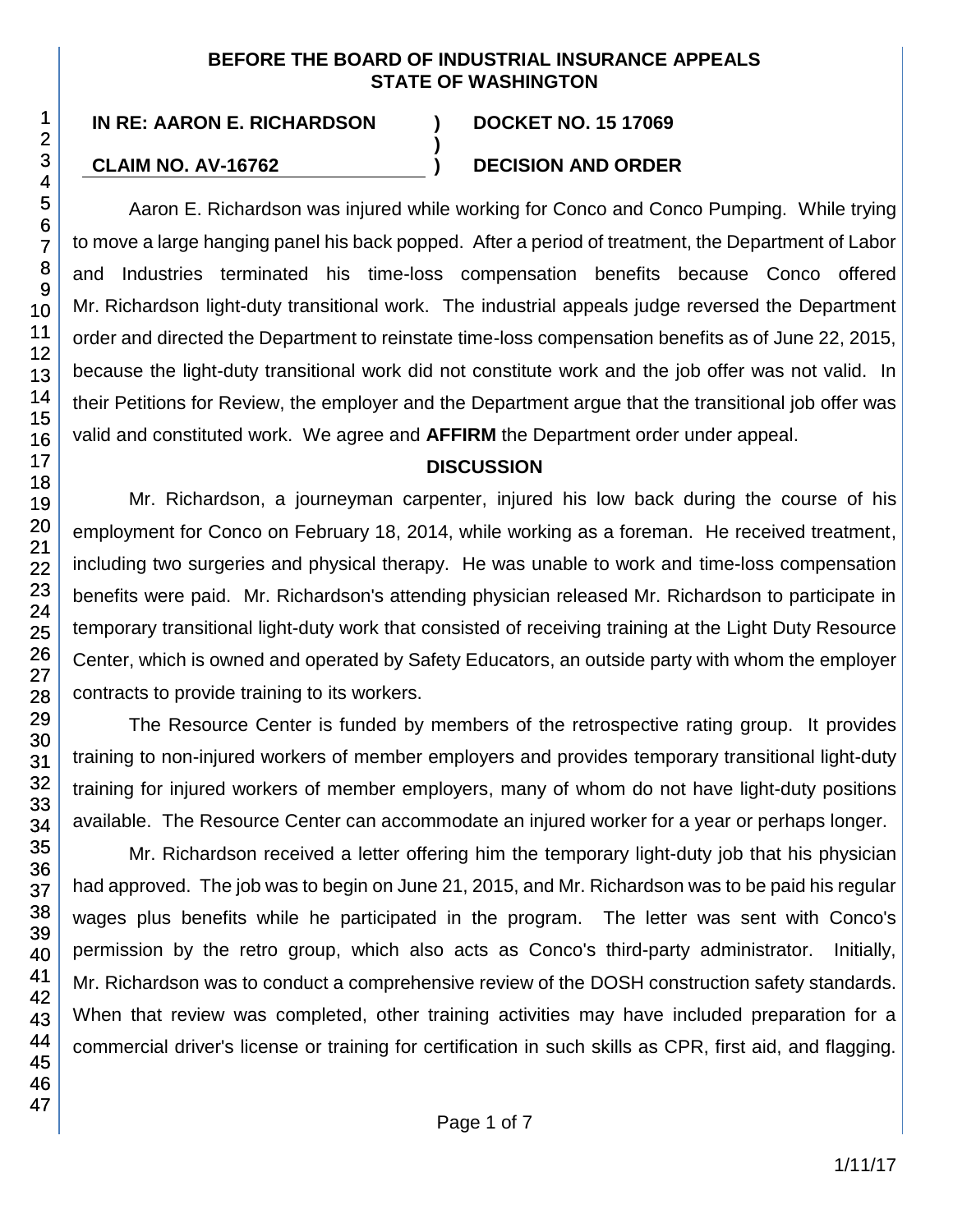**BEFORE THE BOARD OF INDUSTRIAL INSURANCE APPEALS**
**STATE OF WASHINGTON**

| | | |
|---|---|---|
| **IN RE: AARON E. RICHARDSON** | **)** | **DOCKET NO. 15 17069** |
| | **)** | |
| **CLAIM NO. AV-16762** | **)** | **DECISION AND ORDER** |

Aaron E. Richardson was injured while working for Conco and Conco Pumping. While trying to move a large hanging panel his back popped. After a period of treatment, the Department of Labor and Industries terminated his time-loss compensation benefits because Conco offered Mr. Richardson light-duty transitional work. The industrial appeals judge reversed the Department order and directed the Department to reinstate time-loss compensation benefits as of June 22, 2015, because the light-duty transitional work did not constitute work and the job offer was not valid. In their Petitions for Review, the employer and the Department argue that the transitional job offer was valid and constituted work. We agree and **AFFIRM** the Department order under appeal.

## DISCUSSION

Mr. Richardson, a journeyman carpenter, injured his low back during the course of his employment for Conco on February 18, 2014, while working as a foreman. He received treatment, including two surgeries and physical therapy. He was unable to work and time-loss compensation benefits were paid. Mr. Richardson's attending physician released Mr. Richardson to participate in temporary transitional light-duty work that consisted of receiving training at the Light Duty Resource Center, which is owned and operated by Safety Educators, an outside party with whom the employer contracts to provide training to its workers.

The Resource Center is funded by members of the retrospective rating group. It provides training to non-injured workers of member employers and provides temporary transitional light-duty training for injured workers of member employers, many of whom do not have light-duty positions available. The Resource Center can accommodate an injured worker for a year or perhaps longer.

Mr. Richardson received a letter offering him the temporary light-duty job that his physician had approved. The job was to begin on June 21, 2015, and Mr. Richardson was to be paid his regular wages plus benefits while he participated in the program. The letter was sent with Conco's permission by the retro group, which also acts as Conco's third-party administrator. Initially, Mr. Richardson was to conduct a comprehensive review of the DOSH construction safety standards. When that review was completed, other training activities may have included preparation for a commercial driver's license or training for certification in such skills as CPR, first aid, and flagging.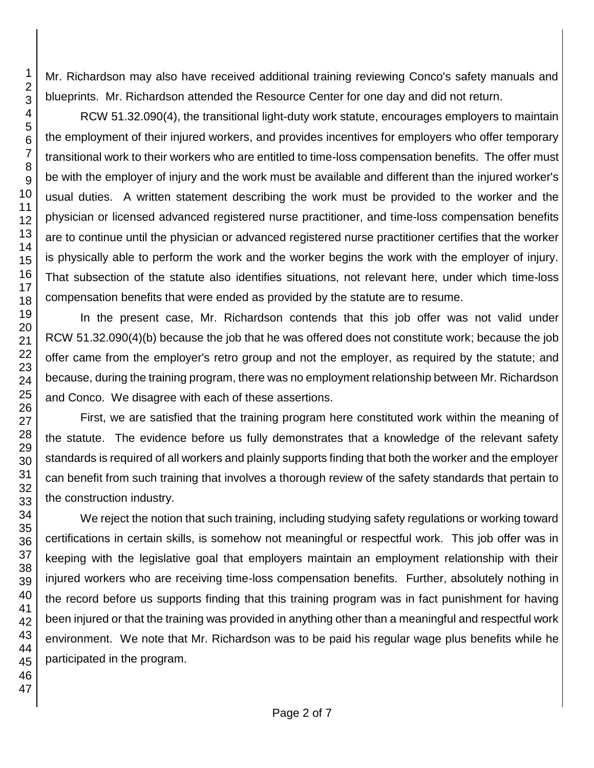Mr. Richardson may also have received additional training reviewing Conco's safety manuals and blueprints. Mr. Richardson attended the Resource Center for one day and did not return.

RCW 51.32.090(4), the transitional light-duty work statute, encourages employers to maintain the employment of their injured workers, and provides incentives for employers who offer temporary transitional work to their workers who are entitled to time-loss compensation benefits. The offer must be with the employer of injury and the work must be available and different than the injured worker's usual duties. A written statement describing the work must be provided to the worker and the physician or licensed advanced registered nurse practitioner, and time-loss compensation benefits are to continue until the physician or advanced registered nurse practitioner certifies that the worker is physically able to perform the work and the worker begins the work with the employer of injury. That subsection of the statute also identifies situations, not relevant here, under which time-loss compensation benefits that were ended as provided by the statute are to resume.

In the present case, Mr. Richardson contends that this job offer was not valid under RCW 51.32.090(4)(b) because the job that he was offered does not constitute work; because the job offer came from the employer's retro group and not the employer, as required by the statute; and because, during the training program, there was no employment relationship between Mr. Richardson and Conco. We disagree with each of these assertions.

First, we are satisfied that the training program here constituted work within the meaning of the statute. The evidence before us fully demonstrates that a knowledge of the relevant safety standards is required of all workers and plainly supports finding that both the worker and the employer can benefit from such training that involves a thorough review of the safety standards that pertain to the construction industry.

We reject the notion that such training, including studying safety regulations or working toward certifications in certain skills, is somehow not meaningful or respectful work. This job offer was in keeping with the legislative goal that employers maintain an employment relationship with their injured workers who are receiving time-loss compensation benefits. Further, absolutely nothing in the record before us supports finding that this training program was in fact punishment for having been injured or that the training was provided in anything other than a meaningful and respectful work environment. We note that Mr. Richardson was to be paid his regular wage plus benefits while he participated in the program.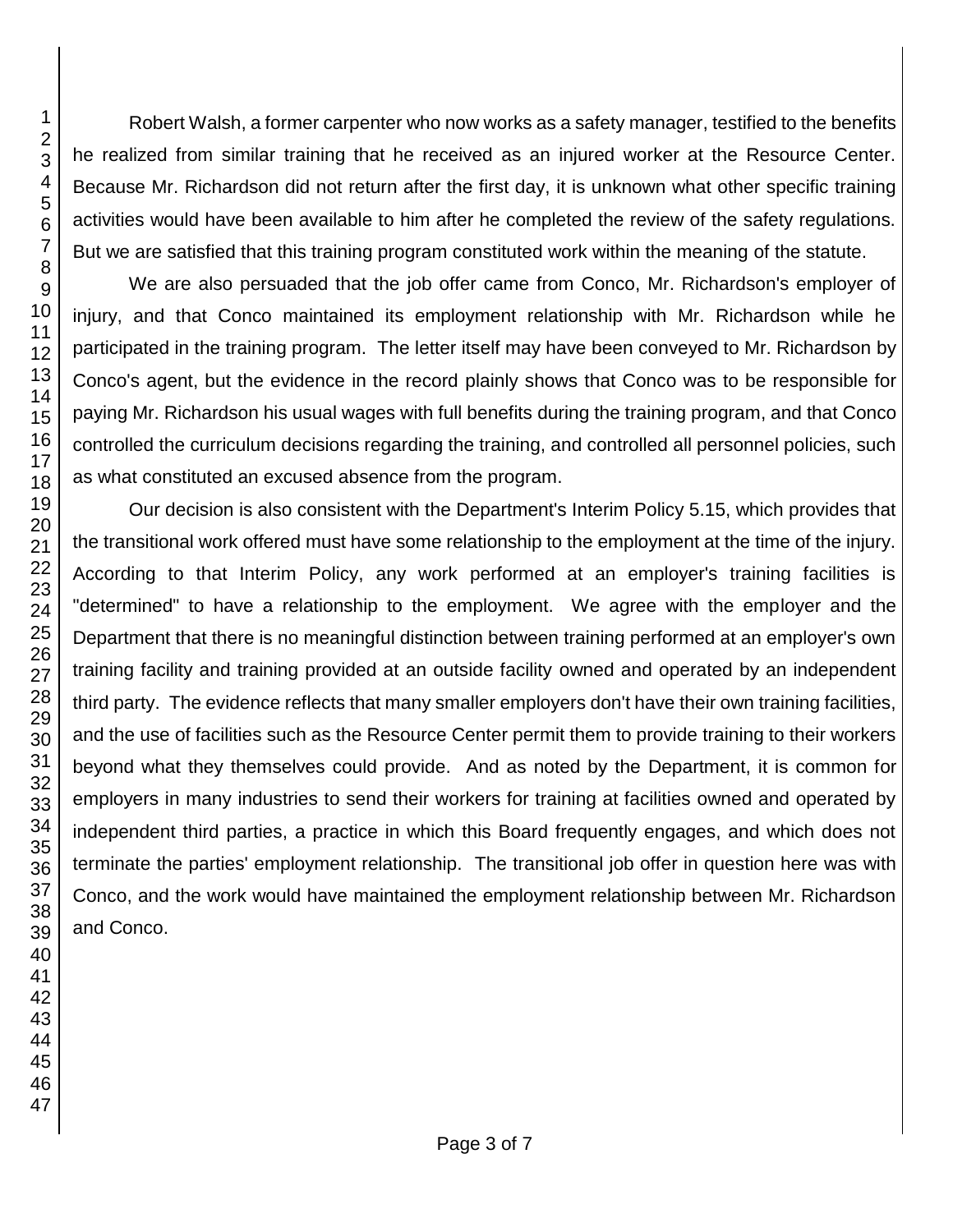Robert Walsh, a former carpenter who now works as a safety manager, testified to the benefits he realized from similar training that he received as an injured worker at the Resource Center. Because Mr. Richardson did not return after the first day, it is unknown what other specific training activities would have been available to him after he completed the review of the safety regulations. But we are satisfied that this training program constituted work within the meaning of the statute.

We are also persuaded that the job offer came from Conco, Mr. Richardson's employer of injury, and that Conco maintained its employment relationship with Mr. Richardson while he participated in the training program. The letter itself may have been conveyed to Mr. Richardson by Conco's agent, but the evidence in the record plainly shows that Conco was to be responsible for paying Mr. Richardson his usual wages with full benefits during the training program, and that Conco controlled the curriculum decisions regarding the training, and controlled all personnel policies, such as what constituted an excused absence from the program.

Our decision is also consistent with the Department's Interim Policy 5.15, which provides that the transitional work offered must have some relationship to the employment at the time of the injury. According to that Interim Policy, any work performed at an employer's training facilities is "determined" to have a relationship to the employment. We agree with the employer and the Department that there is no meaningful distinction between training performed at an employer's own training facility and training provided at an outside facility owned and operated by an independent third party. The evidence reflects that many smaller employers don't have their own training facilities, and the use of facilities such as the Resource Center permit them to provide training to their workers beyond what they themselves could provide. And as noted by the Department, it is common for employers in many industries to send their workers for training at facilities owned and operated by independent third parties, a practice in which this Board frequently engages, and which does not terminate the parties' employment relationship. The transitional job offer in question here was with Conco, and the work would have maintained the employment relationship between Mr. Richardson and Conco.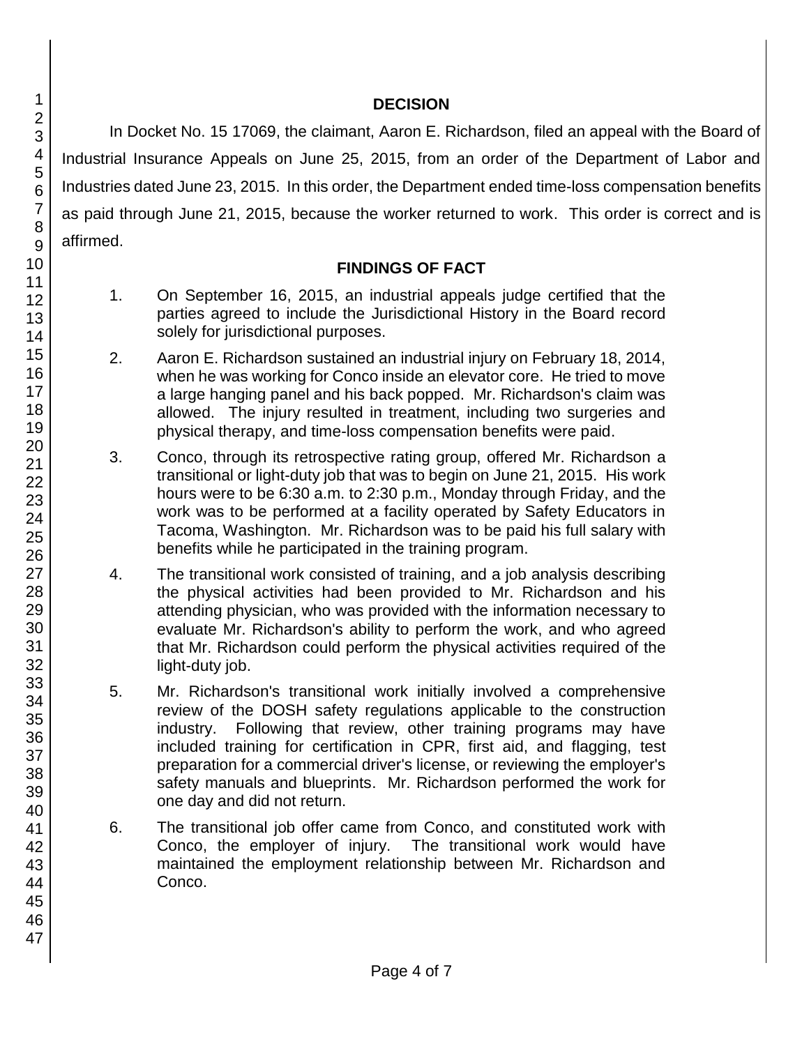## DECISION

In Docket No. 15 17069, the claimant, Aaron E. Richardson, filed an appeal with the Board of Industrial Insurance Appeals on June 25, 2015, from an order of the Department of Labor and Industries dated June 23, 2015. In this order, the Department ended time-loss compensation benefits as paid through June 21, 2015, because the worker returned to work. This order is correct and is affirmed.

## FINDINGS OF FACT

1. On September 16, 2015, an industrial appeals judge certified that the parties agreed to include the Jurisdictional History in the Board record solely for jurisdictional purposes.

2. Aaron E. Richardson sustained an industrial injury on February 18, 2014, when he was working for Conco inside an elevator core. He tried to move a large hanging panel and his back popped. Mr. Richardson's claim was allowed. The injury resulted in treatment, including two surgeries and physical therapy, and time-loss compensation benefits were paid.

3. Conco, through its retrospective rating group, offered Mr. Richardson a transitional or light-duty job that was to begin on June 21, 2015. His work hours were to be 6:30 a.m. to 2:30 p.m., Monday through Friday, and the work was to be performed at a facility operated by Safety Educators in Tacoma, Washington. Mr. Richardson was to be paid his full salary with benefits while he participated in the training program.

4. The transitional work consisted of training, and a job analysis describing the physical activities had been provided to Mr. Richardson and his attending physician, who was provided with the information necessary to evaluate Mr. Richardson's ability to perform the work, and who agreed that Mr. Richardson could perform the physical activities required of the light-duty job.

5. Mr. Richardson's transitional work initially involved a comprehensive review of the DOSH safety regulations applicable to the construction industry. Following that review, other training programs may have included training for certification in CPR, first aid, and flagging, test preparation for a commercial driver's license, or reviewing the employer's safety manuals and blueprints. Mr. Richardson performed the work for one day and did not return.

6. The transitional job offer came from Conco, and constituted work with Conco, the employer of injury. The transitional work would have maintained the employment relationship between Mr. Richardson and Conco.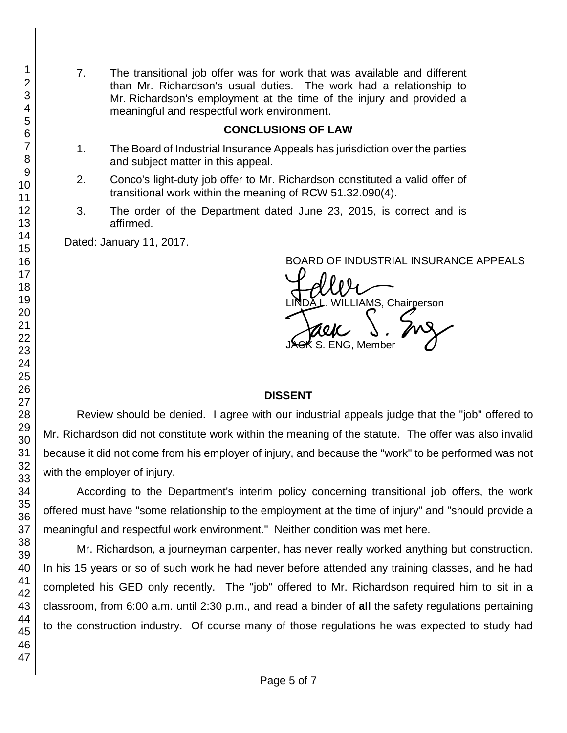7. The transitional job offer was for work that was available and different than Mr. Richardson's usual duties. The work had a relationship to Mr. Richardson's employment at the time of the injury and provided a meaningful and respectful work environment.

### CONCLUSIONS OF LAW

1. The Board of Industrial Insurance Appeals has jurisdiction over the parties and subject matter in this appeal.
2. Conco's light-duty job offer to Mr. Richardson constituted a valid offer of transitional work within the meaning of RCW 51.32.090(4).
3. The order of the Department dated June 23, 2015, is correct and is affirmed.

Dated: January 11, 2017.

BOARD OF INDUSTRIAL INSURANCE APPEALS

LINDA L. WILLIAMS, Chairperson

JACK S. ENG, Member

### DISSENT

Review should be denied. I agree with our industrial appeals judge that the "job" offered to Mr. Richardson did not constitute work within the meaning of the statute. The offer was also invalid because it did not come from his employer of injury, and because the "work" to be performed was not with the employer of injury.

According to the Department's interim policy concerning transitional job offers, the work offered must have "some relationship to the employment at the time of injury" and "should provide a meaningful and respectful work environment." Neither condition was met here.

Mr. Richardson, a journeyman carpenter, has never really worked anything but construction. In his 15 years or so of such work he had never before attended any training classes, and he had completed his GED only recently. The "job" offered to Mr. Richardson required him to sit in a classroom, from 6:00 a.m. until 2:30 p.m., and read a binder of **all** the safety regulations pertaining to the construction industry. Of course many of those regulations he was expected to study had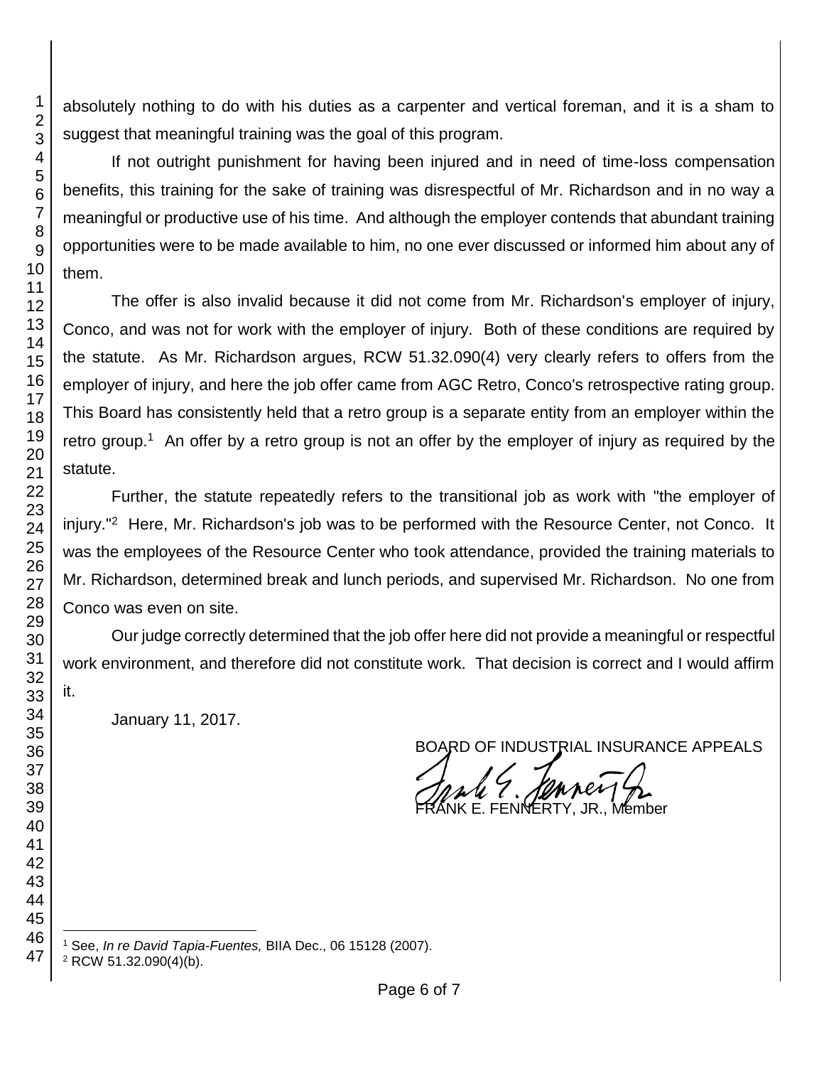absolutely nothing to do with his duties as a carpenter and vertical foreman, and it is a sham to suggest that meaningful training was the goal of this program.

If not outright punishment for having been injured and in need of time-loss compensation benefits, this training for the sake of training was disrespectful of Mr. Richardson and in no way a meaningful or productive use of his time. And although the employer contends that abundant training opportunities were to be made available to him, no one ever discussed or informed him about any of them.

The offer is also invalid because it did not come from Mr. Richardson's employer of injury, Conco, and was not for work with the employer of injury. Both of these conditions are required by the statute. As Mr. Richardson argues, RCW 51.32.090(4) very clearly refers to offers from the employer of injury, and here the job offer came from AGC Retro, Conco's retrospective rating group. This Board has consistently held that a retro group is a separate entity from an employer within the retro group.[1] An offer by a retro group is not an offer by the employer of injury as required by the statute.

Further, the statute repeatedly refers to the transitional job as work with "the employer of injury."[2] Here, Mr. Richardson's job was to be performed with the Resource Center, not Conco. It was the employees of the Resource Center who took attendance, provided the training materials to Mr. Richardson, determined break and lunch periods, and supervised Mr. Richardson. No one from Conco was even on site.

Our judge correctly determined that the job offer here did not provide a meaningful or respectful work environment, and therefore did not constitute work. That decision is correct and I would affirm it.

January 11, 2017.

BOARD OF INDUSTRIAL INSURANCE APPEALS

FRANK E. FENNERTY, JR., Member

---

[1] See, *In re David Tapia-Fuentes,* BIIA Dec., 06 15128 (2007).

[2] RCW 51.32.090(4)(b).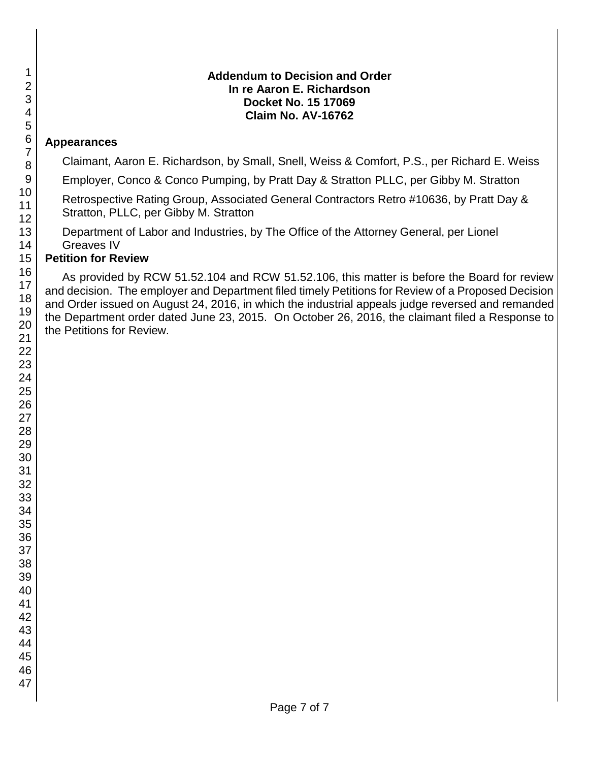**Addendum to Decision and Order**
**In re Aaron E. Richardson**
**Docket No. 15 17069**
**Claim No. AV-16762**

## Appearances

Claimant, Aaron E. Richardson, by Small, Snell, Weiss & Comfort, P.S., per Richard E. Weiss

Employer, Conco & Conco Pumping, by Pratt Day & Stratton PLLC, per Gibby M. Stratton

Retrospective Rating Group, Associated General Contractors Retro #10636, by Pratt Day & Stratton, PLLC, per Gibby M. Stratton

Department of Labor and Industries, by The Office of the Attorney General, per Lionel Greaves IV

## Petition for Review

As provided by RCW 51.52.104 and RCW 51.52.106, this matter is before the Board for review and decision. The employer and Department filed timely Petitions for Review of a Proposed Decision and Order issued on August 24, 2016, in which the industrial appeals judge reversed and remanded the Department order dated June 23, 2015. On October 26, 2016, the claimant filed a Response to the Petitions for Review.